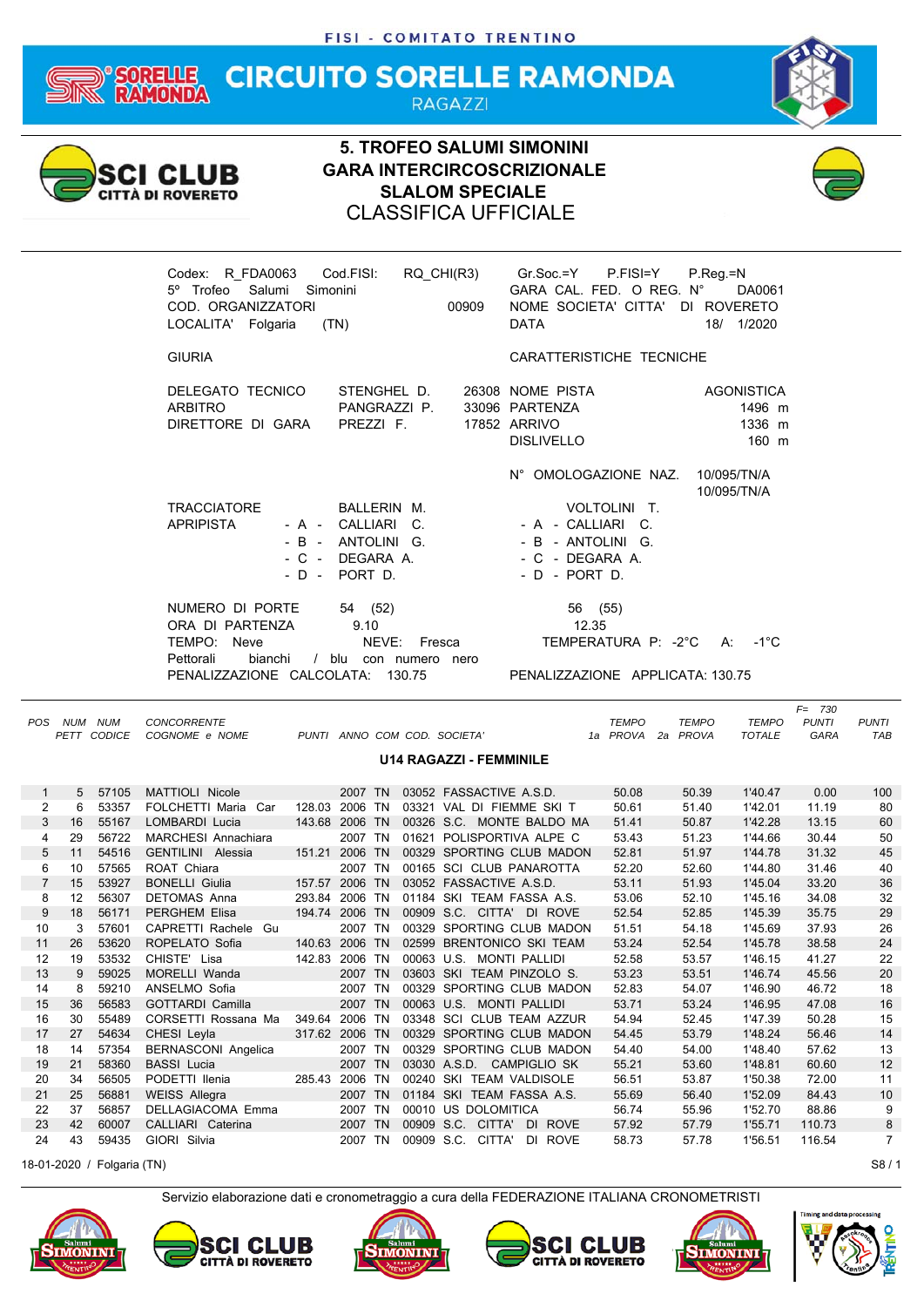FISI - COMITATO TRENTINO

# CIRCUITO SORELLE RAMONDA

RAGAZZI

## 5. TROFEO SALUMI SIMONINI
## GARA INTERCIRCOSCRIZIONALE
## SLALOM SPECIALE
## CLASSIFICA UFFICIALE

Codex: R_FDA0063 Cod.FISI: RQ_CHI(R3) Gr.Soc.=Y P.FISI=Y P.Reg.=N
5° Trofeo Salumi Simonini GARA CAL. FED. O REG. N° DA0061
COD. ORGANIZZATORI 00909 NOME SOCIETA' CITTA' DI ROVERETO
LOCALITA' Folgaria (TN) DATA 18/ 1/2020

GIURIA

| | | | |
|---|---|---|---|
| DELEGATO TECNICO | STENGHEL D. | 26308 | |
| ARBITRO | PANGRAZZI P. | 33096 | |
| DIRETTORE DI GARA | PREZZI F. | 17852 | |

CARATTERISTICHE TECNICHE

| | |
|---|---|
| NOME PISTA | AGONISTICA |
| PARTENZA | 1496 m |
| ARRIVO | 1336 m |
| DISLIVELLO | 160 m |
| N° OMOLOGAZIONE NAZ. | 10/095/TN/A 10/095/TN/A |

| | 1a manche | 2a manche |
|---|---|---|
| TRACCIATORE | BALLERIN M. | VOLTOLINI T. |
| APRIPISTA - A - | CALLIARI C. | CALLIARI C. |
| - B - | ANTOLINI G. | ANTOLINI G. |
| - C - | DEGARA A. | DEGARA A. |
| - D - | PORT D. | PORT D. |
| NUMERO DI PORTE | 54 (52) | 56 (55) |
| ORA DI PARTENZA | 9.10 | 12.35 |

TEMPO: Neve NEVE: Fresca TEMPERATURA P: -2°C A: -1°C
Pettorali bianchi / blu con numero nero
PENALIZZAZIONE CALCOLATA: 130.75 PENALIZZAZIONE APPLICATA: 130.75

F= 730

### U14 RAGAZZI - FEMMINILE

| POS | NUM PETT | NUM CODICE | CONCORRENTE COGNOME e NOME | PUNTI | ANNO | COM | COD. | SOCIETA' | TEMPO 1a PROVA | TEMPO 2a PROVA | TEMPO TOTALE | PUNTI GARA | PUNTI TAB |
|---|---|---|---|---|---|---|---|---|---|---|---|---|---|
| 1 | 5 | 57105 | MATTIOLI Nicole | | 2007 | TN | 03052 | FASSACTIVE A.S.D. | 50.08 | 50.39 | 1'40.47 | 0.00 | 100 |
| 2 | 6 | 53357 | FOLCHETTI Maria Car | 128.03 | 2006 | TN | 03321 | VAL DI FIEMME SKI T | 50.61 | 51.40 | 1'42.01 | 11.19 | 80 |
| 3 | 16 | 55167 | LOMBARDI Lucia | 143.68 | 2006 | TN | 00326 | S.C. MONTE BALDO MA | 51.41 | 50.87 | 1'42.28 | 13.15 | 60 |
| 4 | 29 | 56722 | MARCHESI Annachiara | | 2007 | TN | 01621 | POLISPORTIVA ALPE C | 53.43 | 51.23 | 1'44.66 | 30.44 | 50 |
| 5 | 11 | 54516 | GENTILINI Alessia | 151.21 | 2006 | TN | 00329 | SPORTING CLUB MADON | 52.81 | 51.97 | 1'44.78 | 31.32 | 45 |
| 6 | 10 | 57565 | ROAT Chiara | | 2007 | TN | 00165 | SCI CLUB PANAROTTA | 52.20 | 52.60 | 1'44.80 | 31.46 | 40 |
| 7 | 15 | 53927 | BONELLI Giulia | 157.57 | 2006 | TN | 03052 | FASSACTIVE A.S.D. | 53.11 | 51.93 | 1'45.04 | 33.20 | 36 |
| 8 | 12 | 56307 | DETOMAS Anna | 293.84 | 2006 | TN | 01184 | SKI TEAM FASSA A.S. | 53.06 | 52.10 | 1'45.16 | 34.08 | 32 |
| 9 | 18 | 56171 | PERGHEM Elisa | 194.74 | 2006 | TN | 00909 | S.C. CITTA' DI ROVE | 52.54 | 52.85 | 1'45.39 | 35.75 | 29 |
| 10 | 3 | 57601 | CAPRETTI Rachele Gu | | 2007 | TN | 00329 | SPORTING CLUB MADON | 51.51 | 54.18 | 1'45.69 | 37.93 | 26 |
| 11 | 26 | 53620 | ROPELATO Sofia | 140.63 | 2006 | TN | 02599 | BRENTONICO SKI TEAM | 53.24 | 52.54 | 1'45.78 | 38.58 | 24 |
| 12 | 19 | 53532 | CHISTE' Lisa | 142.83 | 2006 | TN | 00063 | U.S. MONTI PALLIDI | 52.58 | 53.57 | 1'46.15 | 41.27 | 22 |
| 13 | 9 | 59025 | MORELLI Wanda | | 2007 | TN | 03603 | SKI TEAM PINZOLO S. | 53.23 | 53.51 | 1'46.74 | 45.56 | 20 |
| 14 | 8 | 59210 | ANSELMO Sofia | | 2007 | TN | 00329 | SPORTING CLUB MADON | 52.83 | 54.07 | 1'46.90 | 46.72 | 18 |
| 15 | 36 | 56583 | GOTTARDI Camilla | | 2007 | TN | 00063 | U.S. MONTI PALLIDI | 53.71 | 53.24 | 1'46.95 | 47.08 | 16 |
| 16 | 30 | 55489 | CORSETTI Rossana Ma | 349.64 | 2006 | TN | 03348 | SCI CLUB TEAM AZZUR | 54.94 | 52.45 | 1'47.39 | 50.28 | 15 |
| 17 | 27 | 54634 | CHESI Leyla | 317.62 | 2006 | TN | 00329 | SPORTING CLUB MADON | 54.45 | 53.79 | 1'48.24 | 56.46 | 14 |
| 18 | 14 | 57354 | BERNASCONI Angelica | | 2007 | TN | 00329 | SPORTING CLUB MADON | 54.40 | 54.00 | 1'48.40 | 57.62 | 13 |
| 19 | 21 | 58360 | BASSI Lucia | | 2007 | TN | 03030 | A.S.D. CAMPIGLIO SK | 55.21 | 53.60 | 1'48.81 | 60.60 | 12 |
| 20 | 34 | 56505 | PODETTI Ilenia | 285.43 | 2006 | TN | 00240 | SKI TEAM VALDISOLE | 56.51 | 53.87 | 1'50.38 | 72.00 | 11 |
| 21 | 25 | 56881 | WEISS Allegra | | 2007 | TN | 01184 | SKI TEAM FASSA A.S. | 55.69 | 56.40 | 1'52.09 | 84.43 | 10 |
| 22 | 37 | 56857 | DELLAGIACOMA Emma | | 2007 | TN | 00010 | US DOLOMITICA | 56.74 | 55.96 | 1'52.70 | 88.86 | 9 |
| 23 | 42 | 60007 | CALLIARI Caterina | | 2007 | TN | 00909 | S.C. CITTA' DI ROVE | 57.92 | 57.79 | 1'55.71 | 110.73 | 8 |
| 24 | 43 | 59435 | GIORI Silvia | | 2007 | TN | 00909 | S.C. CITTA' DI ROVE | 58.73 | 57.78 | 1'56.51 | 116.54 | 7 |

18-01-2020 / Folgaria (TN) S8 / 1

Servizio elaborazione dati e cronometraggio a cura della FEDERAZIONE ITALIANA CRONOMETRISTI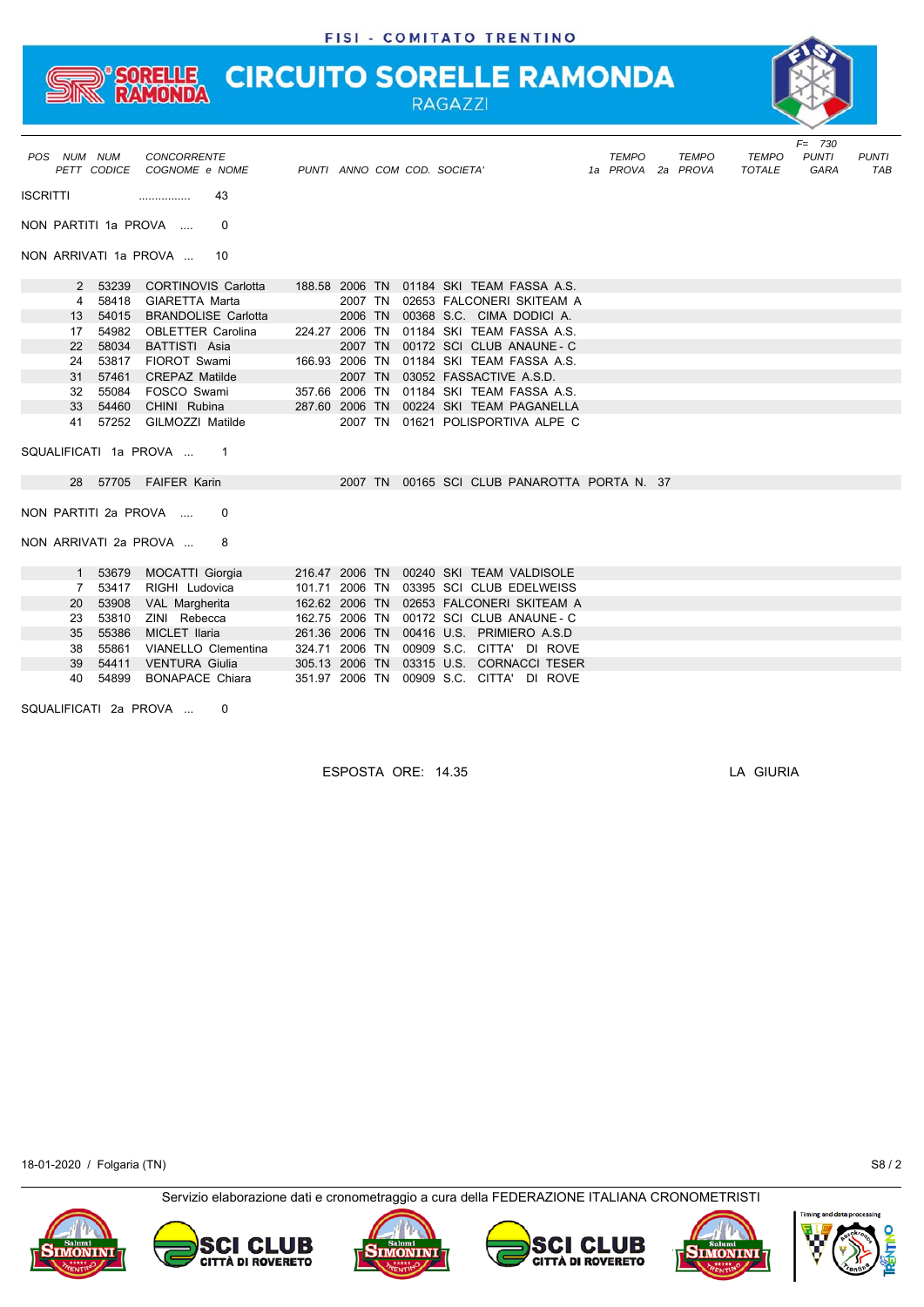FISI - COMITATO TRENTINO

# CIRCUITO SORELLE RAMONDA

RAGAZZI

| POS | NUM PETT | NUM CODICE | CONCORRENTE COGNOME e NOME | PUNTI | ANNO | COM | COD. SOCIETA' | TEMPO 1a PROVA | TEMPO 2a PROVA | TEMPO TOTALE | F= 730 PUNTI GARA | PUNTI TAB |
|---|---|---|---|---|---|---|---|---|---|---|---|---|

ISCRITTI ................ 43

NON PARTITI 1a PROVA .... 0

NON ARRIVATI 1a PROVA ... 10

| | | | | | | | | |
|---|---|---|---|---|---|---|---|---|
| 2 | 53239 | CORTINOVIS Carlotta | 188.58 | 2006 | TN | 01184 | SKI TEAM FASSA A.S. |
| 4 | 58418 | GIARETTA Marta | | 2007 | TN | 02653 | FALCONERI SKITEAM A |
| 13 | 54015 | BRANDOLISE Carlotta | | 2006 | TN | 00368 | S.C. CIMA DODICI A. |
| 17 | 54982 | OBLETTER Carolina | 224.27 | 2006 | TN | 01184 | SKI TEAM FASSA A.S. |
| 22 | 58034 | BATTISTI Asia | | 2007 | TN | 00172 | SCI CLUB ANAUNE - C |
| 24 | 53817 | FIOROT Swami | 166.93 | 2006 | TN | 01184 | SKI TEAM FASSA A.S. |
| 31 | 57461 | CREPAZ Matilde | | 2007 | TN | 03052 | FASSACTIVE A.S.D. |
| 32 | 55084 | FOSCO Swami | 357.66 | 2006 | TN | 01184 | SKI TEAM FASSA A.S. |
| 33 | 54460 | CHINI Rubina | 287.60 | 2006 | TN | 00224 | SKI TEAM PAGANELLA |
| 41 | 57252 | GILMOZZI Matilde | | 2007 | TN | 01621 | POLISPORTIVA ALPE C |

SQUALIFICATI 1a PROVA ... 1

| | | | | | | | | |
|---|---|---|---|---|---|---|---|---|
| 28 | 57705 | FAIFER Karin | | 2007 | TN | 00165 | SCI CLUB PANAROTTA | PORTA N. 37 |

NON PARTITI 2a PROVA .... 0

NON ARRIVATI 2a PROVA ... 8

| | | | | | | | |
|---|---|---|---|---|---|---|---|
| 1 | 53679 | MOCATTI Giorgia | 216.47 | 2006 | TN | 00240 | SKI TEAM VALDISOLE |
| 7 | 53417 | RIGHI Ludovica | 101.71 | 2006 | TN | 03395 | SCI CLUB EDELWEISS |
| 20 | 53908 | VAL Margherita | 162.62 | 2006 | TN | 02653 | FALCONERI SKITEAM A |
| 23 | 53810 | ZINI Rebecca | 162.75 | 2006 | TN | 00172 | SCI CLUB ANAUNE - C |
| 35 | 55386 | MICLET Ilaria | 261.36 | 2006 | TN | 00416 | U.S. PRIMIERO A.S.D |
| 38 | 55861 | VIANELLO Clementina | 324.71 | 2006 | TN | 00909 | S.C. CITTA' DI ROVE |
| 39 | 54411 | VENTURA Giulia | 305.13 | 2006 | TN | 03315 | U.S. CORNACCI TESER |
| 40 | 54899 | BONAPACE Chiara | 351.97 | 2006 | TN | 00909 | S.C. CITTA' DI ROVE |

SQUALIFICATI 2a PROVA ... 0

ESPOSTA ORE: 14.35

LA GIURIA

18-01-2020 / Folgaria (TN)

Servizio elaborazione dati e cronometraggio a cura della FEDERAZIONE ITALIANA CRONOMETRISTI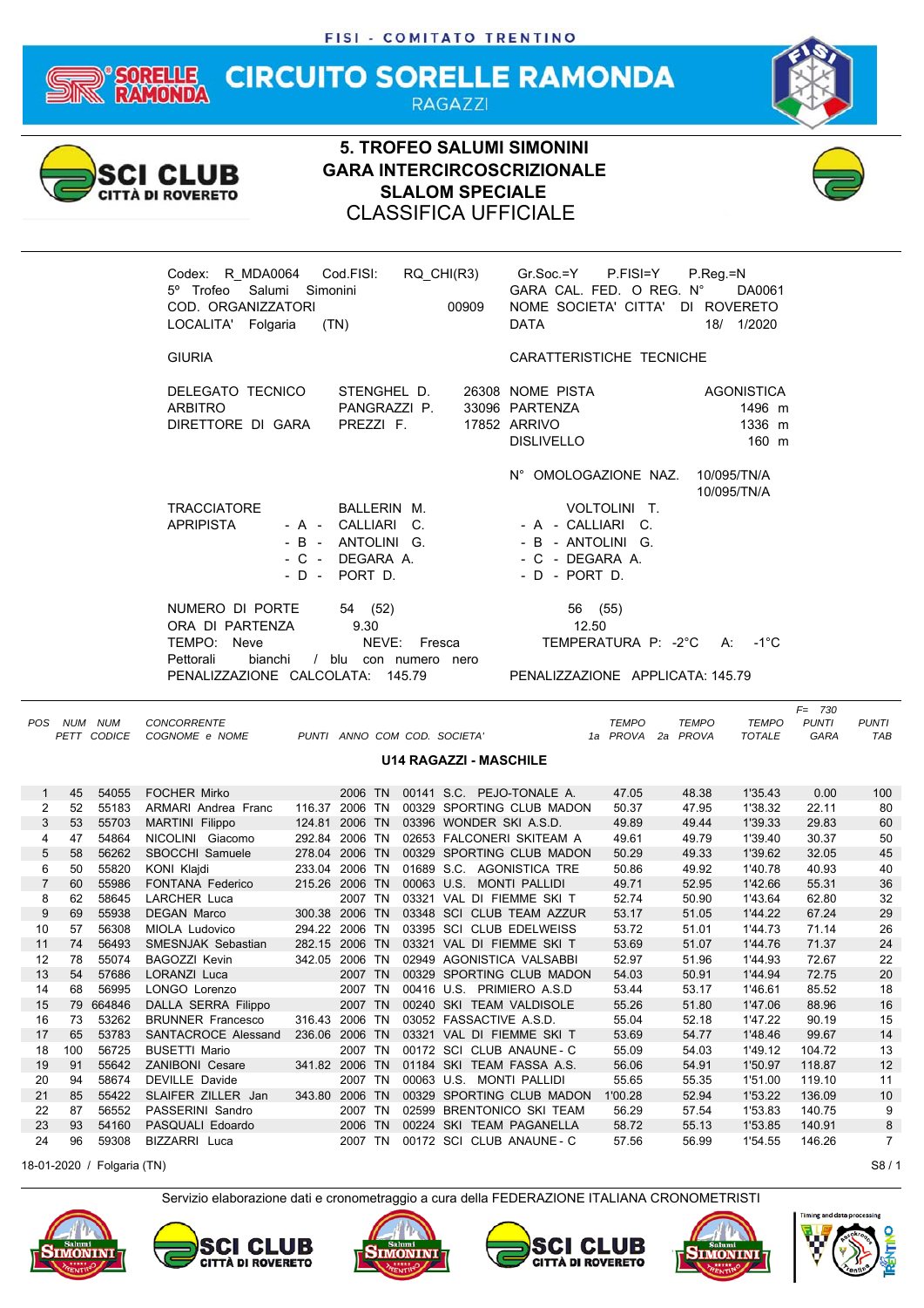FISI - COMITATO TRENTINO

# CIRCUITO SORELLE RAMONDA

RAGAZZI

## 5. TROFEO SALUMI SIMONINI
## GARA INTERCIRCOSCRIZIONALE
## SLALOM SPECIALE
## CLASSIFICA UFFICIALE

Codex: R_MDA0064 Cod.FISI: RQ_CHI(R3) Gr.Soc.=Y P.FISI=Y P.Reg.=N
5° Trofeo Salumi Simonini GARA CAL. FED. O REG. N° DA0061
COD. ORGANIZZATORI 00909 NOME SOCIETA' CITTA' DI ROVERETO
LOCALITA' Folgaria (TN) DATA 18/ 1/2020

GIURIA | CARATTERISTICHE TECNICHE

DELEGATO TECNICO STENGHEL D. 26308 NOME PISTA AGONISTICA
ARBITRO PANGRAZZI P. 33096 PARTENZA 1496 m
DIRETTORE DI GARA PREZZI F. 17852 ARRIVO 1336 m
DISLIVELLO 160 m

N° OMOLOGAZIONE NAZ. 10/095/TN/A
10/095/TN/A

TRACCIATORE BALLERIN M. | VOLTOLINI T.
APRIPISTA - A - CALLIARI C. | - A - CALLIARI C.
- B - ANTOLINI G. | - B - ANTOLINI G.
- C - DEGARA A. | - C - DEGARA A.
- D - PORT D. | - D - PORT D.

NUMERO DI PORTE 54 (52) | 56 (55)
ORA DI PARTENZA 9.30 | 12.50
TEMPO: Neve NEVE: Fresca TEMPERATURA P: -2°C A: -1°C
Pettorali bianchi / blu con numero nero
PENALIZZAZIONE CALCOLATA: 145.79 PENALIZZAZIONE APPLICATA: 145.79

F= 730

### U14 RAGAZZI - MASCHILE

| POS | NUM PETT | NUM CODICE | CONCORRENTE COGNOME e NOME | PUNTI | ANNO | COM | COD. | SOCIETA' | TEMPO 1a PROVA | TEMPO 2a PROVA | TEMPO TOTALE | PUNTI GARA | PUNTI TAB |
|---|---|---|---|---|---|---|---|---|---|---|---|---|---|
| 1 | 45 | 54055 | FOCHER Mirko | | 2006 | TN | 00141 | S.C. PEJO-TONALE A. | 47.05 | 48.38 | 1'35.43 | 0.00 | 100 |
| 2 | 52 | 55183 | ARMARI Andrea Franc | 116.37 | 2006 | TN | 00329 | SPORTING CLUB MADON | 50.37 | 47.95 | 1'38.32 | 22.11 | 80 |
| 3 | 53 | 55703 | MARTINI Filippo | 124.81 | 2006 | TN | 03396 | WONDER SKI A.S.D. | 49.89 | 49.44 | 1'39.33 | 29.83 | 60 |
| 4 | 47 | 54864 | NICOLINI Giacomo | 292.84 | 2006 | TN | 02653 | FALCONERI SKITEAM A | 49.61 | 49.79 | 1'39.40 | 30.37 | 50 |
| 5 | 58 | 56262 | SBOCCHI Samuele | 278.04 | 2006 | TN | 00329 | SPORTING CLUB MADON | 50.29 | 49.33 | 1'39.62 | 32.05 | 45 |
| 6 | 50 | 55820 | KONI Klajdi | 233.04 | 2006 | TN | 01689 | S.C. AGONISTICA TRE | 50.86 | 49.92 | 1'40.78 | 40.93 | 40 |
| 7 | 60 | 55986 | FONTANA Federico | 215.26 | 2006 | TN | 00063 | U.S. MONTI PALLIDI | 49.71 | 52.95 | 1'42.66 | 55.31 | 36 |
| 8 | 62 | 58645 | LARCHER Luca | | 2007 | TN | 03321 | VAL DI FIEMME SKI T | 52.74 | 50.90 | 1'43.64 | 62.80 | 32 |
| 9 | 69 | 55938 | DEGAN Marco | 300.38 | 2006 | TN | 03348 | SCI CLUB TEAM AZZUR | 53.17 | 51.05 | 1'44.22 | 67.24 | 29 |
| 10 | 57 | 56308 | MIOLA Ludovico | 294.22 | 2006 | TN | 03395 | SCI CLUB EDELWEISS | 53.72 | 51.01 | 1'44.73 | 71.14 | 26 |
| 11 | 74 | 56493 | SMESNJAK Sebastian | 282.15 | 2006 | TN | 03321 | VAL DI FIEMME SKI T | 53.69 | 51.07 | 1'44.76 | 71.37 | 24 |
| 12 | 78 | 55074 | BAGOZZI Kevin | 342.05 | 2006 | TN | 02949 | AGONISTICA VALSABBI | 52.97 | 51.96 | 1'44.93 | 72.67 | 22 |
| 13 | 54 | 57686 | LORANZI Luca | | 2007 | TN | 00329 | SPORTING CLUB MADON | 54.03 | 50.91 | 1'44.94 | 72.75 | 20 |
| 14 | 68 | 56995 | LONGO Lorenzo | | 2007 | TN | 00416 | U.S. PRIMIERO A.S.D | 53.44 | 53.17 | 1'46.61 | 85.52 | 18 |
| 15 | 79 | 664846 | DALLA SERRA Filippo | | 2007 | TN | 00240 | SKI TEAM VALDISOLE | 55.26 | 51.80 | 1'47.06 | 88.96 | 16 |
| 16 | 73 | 53262 | BRUNNER Francesco | 316.43 | 2006 | TN | 03052 | FASSACTIVE A.S.D. | 55.04 | 52.18 | 1'47.22 | 90.19 | 15 |
| 17 | 65 | 53783 | SANTACROCE Alessand | 236.06 | 2006 | TN | 03321 | VAL DI FIEMME SKI T | 53.69 | 54.77 | 1'48.46 | 99.67 | 14 |
| 18 | 100 | 56725 | BUSETTI Mario | | 2007 | TN | 00172 | SCI CLUB ANAUNE - C | 55.09 | 54.03 | 1'49.12 | 104.72 | 13 |
| 19 | 91 | 55642 | ZANIBONI Cesare | 341.82 | 2006 | TN | 01184 | SKI TEAM FASSA A.S. | 56.06 | 54.91 | 1'50.97 | 118.87 | 12 |
| 20 | 94 | 58674 | DEVILLE Davide | | 2007 | TN | 00063 | U.S. MONTI PALLIDI | 55.65 | 55.35 | 1'51.00 | 119.10 | 11 |
| 21 | 85 | 55422 | SLAIFER ZILLER Jan | 343.80 | 2006 | TN | 00329 | SPORTING CLUB MADON | 1'00.28 | 52.94 | 1'53.22 | 136.09 | 10 |
| 22 | 87 | 56552 | PASSERINI Sandro | | 2007 | TN | 02599 | BRENTONICO SKI TEAM | 56.29 | 57.54 | 1'53.83 | 140.75 | 9 |
| 23 | 93 | 54160 | PASQUALI Edoardo | | 2006 | TN | 00224 | SKI TEAM PAGANELLA | 58.72 | 55.13 | 1'53.85 | 140.91 | 8 |
| 24 | 96 | 59308 | BIZZARRI Luca | | 2007 | TN | 00172 | SCI CLUB ANAUNE - C | 57.56 | 56.99 | 1'54.55 | 146.26 | 7 |

18-01-2020 / Folgaria (TN)

Servizio elaborazione dati e cronometraggio a cura della FEDERAZIONE ITALIANA CRONOMETRISTI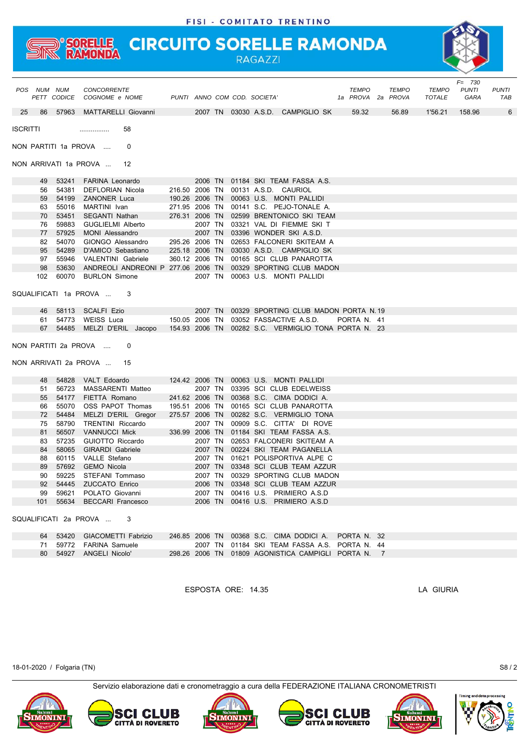FISI - COMITATO TRENTINO

# CIRCUITO SORELLE RAMONDA

RAGAZZI

| POS | NUM PETT | NUM CODICE | CONCORRENTE COGNOME e NOME | PUNTI | ANNO | COM | COD. | SOCIETA' | TEMPO 1a PROVA | TEMPO 2a PROVA | TEMPO TOTALE | F= 730 PUNTI GARA | PUNTI TAB |
|---|---|---|---|---|---|---|---|---|---|---|---|---|---|
| 25 | 86 | 57963 | MATTARELLI Giovanni | | 2007 | TN | 03030 | A.S.D. CAMPIGLIO SK | 59.32 | 56.89 | 1'56.21 | 158.96 | 6 |

ISCRITTI ................ 58

NON PARTITI 1a PROVA .... 0

NON ARRIVATI 1a PROVA ... 12

| | | | | | | | |
|---|---|---|---|---|---|---|---|
| 49 | 53241 | FARINA Leonardo | | 2006 | TN | 01184 | SKI TEAM FASSA A.S. |
| 56 | 54381 | DEFLORIAN Nicola | 216.50 | 2006 | TN | 00131 | A.S.D. CAURIOL |
| 59 | 54199 | ZANONER Luca | 190.26 | 2006 | TN | 00063 | U.S. MONTI PALLIDI |
| 63 | 55016 | MARTINI Ivan | 271.95 | 2006 | TN | 00141 | S.C. PEJO-TONALE A. |
| 70 | 53451 | SEGANTI Nathan | 276.31 | 2006 | TN | 02599 | BRENTONICO SKI TEAM |
| 76 | 59883 | GUGLIELMI Alberto | | 2007 | TN | 03321 | VAL DI FIEMME SKI T |
| 77 | 57925 | MONI Alessandro | | 2007 | TN | 03396 | WONDER SKI A.S.D. |
| 82 | 54070 | GIONGO Alessandro | 295.26 | 2006 | TN | 02653 | FALCONERI SKITEAM A |
| 95 | 54289 | D'AMICO Sebastiano | 225.18 | 2006 | TN | 03030 | A.S.D. CAMPIGLIO SK |
| 97 | 55946 | VALENTINI Gabriele | 360.12 | 2006 | TN | 00165 | SCI CLUB PANAROTTA |
| 98 | 53630 | ANDREOLI ANDREONI P | 277.06 | 2006 | TN | 00329 | SPORTING CLUB MADON |
| 102 | 60070 | BURLON Simone | | 2007 | TN | 00063 | U.S. MONTI PALLIDI |

SQUALIFICATI 1a PROVA ... 3

| | | | | | | | | |
|---|---|---|---|---|---|---|---|---|
| 46 | 58113 | SCALFI Ezio | | 2007 | TN | 00329 | SPORTING CLUB MADON | PORTA N. 19 |
| 61 | 54773 | WEISS Luca | 150.05 | 2006 | TN | 03052 | FASSACTIVE A.S.D. | PORTA N. 41 |
| 67 | 54485 | MELZI D'ERIL Jacopo | 154.93 | 2006 | TN | 00282 | S.C. VERMIGLIO TONA | PORTA N. 23 |

NON PARTITI 2a PROVA .... 0

NON ARRIVATI 2a PROVA ... 15

| | | | | | | | |
|---|---|---|---|---|---|---|---|
| 48 | 54828 | VALT Edoardo | 124.42 | 2006 | TN | 00063 | U.S. MONTI PALLIDI |
| 51 | 56723 | MASSARENTI Matteo | | 2007 | TN | 03395 | SCI CLUB EDELWEISS |
| 55 | 54177 | FIETTA Romano | 241.62 | 2006 | TN | 00368 | S.C. CIMA DODICI A. |
| 66 | 55070 | OSS PAPOT Thomas | 195.51 | 2006 | TN | 00165 | SCI CLUB PANAROTTA |
| 72 | 54484 | MELZI D'ERIL Gregor | 275.57 | 2006 | TN | 00282 | S.C. VERMIGLIO TONA |
| 75 | 58790 | TRENTINI Riccardo | | 2007 | TN | 00909 | S.C. CITTA' DI ROVE |
| 81 | 56507 | VANNUCCI Mick | 336.99 | 2006 | TN | 01184 | SKI TEAM FASSA A.S. |
| 83 | 57235 | GUIOTTO Riccardo | | 2007 | TN | 02653 | FALCONERI SKITEAM A |
| 84 | 58065 | GIRARDI Gabriele | | 2007 | TN | 00224 | SKI TEAM PAGANELLA |
| 88 | 60115 | VALLE Stefano | | 2007 | TN | 01621 | POLISPORTIVA ALPE C |
| 89 | 57692 | GEMO Nicola | | 2007 | TN | 03348 | SCI CLUB TEAM AZZUR |
| 90 | 59225 | STEFANI Tommaso | | 2007 | TN | 00329 | SPORTING CLUB MADON |
| 92 | 54445 | ZUCCATO Enrico | | 2006 | TN | 03348 | SCI CLUB TEAM AZZUR |
| 99 | 59621 | POLATO Giovanni | | 2007 | TN | 00416 | U.S. PRIMIERO A.S.D |
| 101 | 55634 | BECCARI Francesco | | 2006 | TN | 00416 | U.S. PRIMIERO A.S.D |

SQUALIFICATI 2a PROVA ... 3

| | | | | | | | | |
|---|---|---|---|---|---|---|---|---|
| 64 | 53420 | GIACOMETTI Fabrizio | 246.85 | 2006 | TN | 00368 | S.C. CIMA DODICI A. | PORTA N. 32 |
| 71 | 59772 | FARINA Samuele | | 2007 | TN | 01184 | SKI TEAM FASSA A.S. | PORTA N. 44 |
| 80 | 54927 | ANGELI Nicolo' | 298.26 | 2006 | TN | 01809 | AGONISTICA CAMPIGLI | PORTA N. 7 |

ESPOSTA ORE: 14.35

LA GIURIA

18-01-2020 / Folgaria (TN)

Servizio elaborazione dati e cronometraggio a cura della FEDERAZIONE ITALIANA CRONOMETRISTI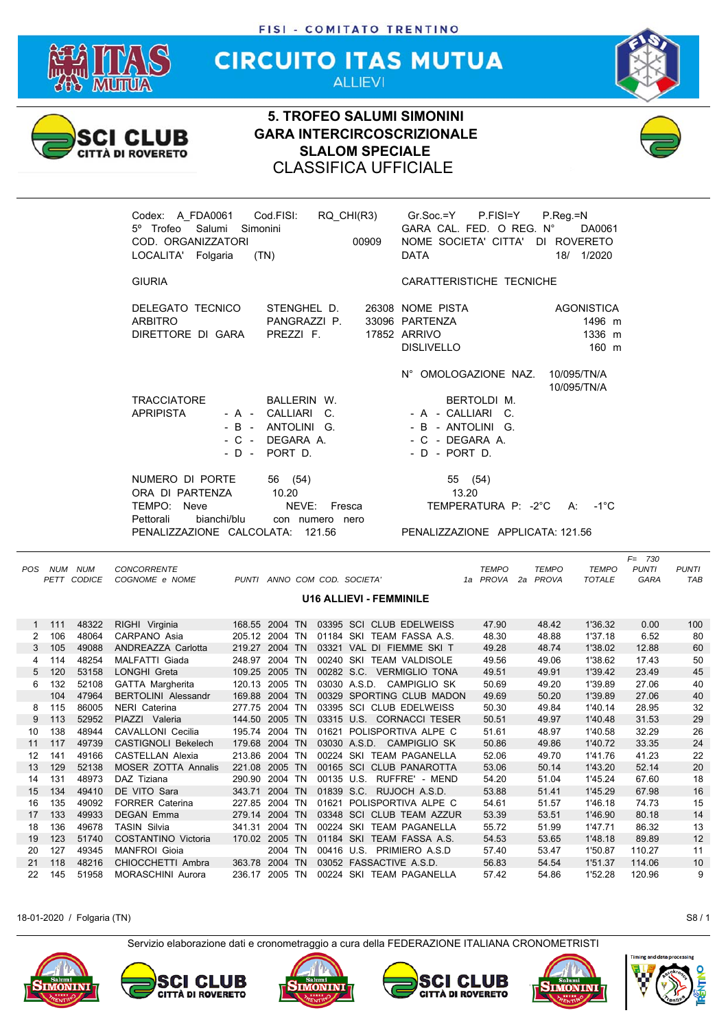FISI - COMITATO TRENTINO

# CIRCUITO ITAS MUTUA

ALLIEVI

## 5. TROFEO SALUMI SIMONINI
## GARA INTERCIRCOSCRIZIONALE
## SLALOM SPECIALE
## CLASSIFICA UFFICIALE

Codex: A_FDA0061 Cod.FISI: RQ_CHI(R3) Gr.Soc.=Y P.FISI=Y P.Reg.=N
5° Trofeo Salumi Simonini GARA CAL. FED. O REG. N° DA0061
COD. ORGANIZZATORI 00909 NOME SOCIETA' CITTA' DI ROVERETO
LOCALITA' Folgaria (TN) DATA 18/ 1/2020

GIURIA | CARATTERISTICHE TECNICHE

DELEGATO TECNICO STENGHEL D. 26308 NOME PISTA AGONISTICA
ARBITRO PANGRAZZI P. 33096 PARTENZA 1496 m
DIRETTORE DI GARA PREZZI F. 17852 ARRIVO 1336 m
DISLIVELLO 160 m

N° OMOLOGAZIONE NAZ. 10/095/TN/A
10/095/TN/A

| | 1a manche | | 2a manche |
|---|---|---|---|
| TRACCIATORE | BALLERIN W. | | BERTOLDI M. |
| APRIPISTA - A - | CALLIARI C. | - A - | CALLIARI C. |
| - B - | ANTOLINI G. | - B - | ANTOLINI G. |
| - C - | DEGARA A. | - C - | DEGARA A. |
| - D - | PORT D. | - D - | PORT D. |
| NUMERO DI PORTE | 56 (54) | | 55 (54) |
| ORA DI PARTENZA | 10.20 | | 13.20 |

TEMPO: Neve NEVE: Fresca TEMPERATURA P: -2°C A: -1°C
Pettorali bianchi/blu con numero nero
PENALIZZAZIONE CALCOLATA: 121.56 PENALIZZAZIONE APPLICATA: 121.56

F= 730

### U16 ALLIEVI - FEMMINILE

| POS | NUM PETT | NUM CODICE | CONCORRENTE COGNOME e NOME | PUNTI | ANNO | COM | COD. | SOCIETA' | TEMPO 1a PROVA | TEMPO 2a PROVA | TEMPO TOTALE | PUNTI GARA | PUNTI TAB |
|---|---|---|---|---|---|---|---|---|---|---|---|---|---|
| 1 | 111 | 48322 | RIGHI Virginia | 168.55 | 2004 | TN | 03395 | SCI CLUB EDELWEISS | 47.90 | 48.42 | 1'36.32 | 0.00 | 100 |
| 2 | 106 | 48064 | CARPANO Asia | 205.12 | 2004 | TN | 01184 | SKI TEAM FASSA A.S. | 48.30 | 48.88 | 1'37.18 | 6.52 | 80 |
| 3 | 105 | 49088 | ANDREAZZA Carlotta | 219.27 | 2004 | TN | 03321 | VAL DI FIEMME SKI T | 49.28 | 48.74 | 1'38.02 | 12.88 | 60 |
| 4 | 114 | 48254 | MALFATTI Giada | 248.97 | 2004 | TN | 00240 | SKI TEAM VALDISOLE | 49.56 | 49.06 | 1'38.62 | 17.43 | 50 |
| 5 | 120 | 53158 | LONGHI Greta | 109.25 | 2005 | TN | 00282 | S.C. VERMIGLIO TONA | 49.51 | 49.91 | 1'39.42 | 23.49 | 45 |
| 6 | 132 | 52108 | GATTA Margherita | 120.13 | 2005 | TN | 03030 | A.S.D. CAMPIGLIO SK | 50.69 | 49.20 | 1'39.89 | 27.06 | 40 |
| | 104 | 47964 | BERTOLINI Alessandr | 169.88 | 2004 | TN | 00329 | SPORTING CLUB MADON | 49.69 | 50.20 | 1'39.89 | 27.06 | 40 |
| 8 | 115 | 86005 | NERI Caterina | 277.75 | 2004 | TN | 03395 | SCI CLUB EDELWEISS | 50.30 | 49.84 | 1'40.14 | 28.95 | 32 |
| 9 | 113 | 52952 | PIAZZI Valeria | 144.50 | 2005 | TN | 03315 | U.S. CORNACCI TESER | 50.51 | 49.97 | 1'40.48 | 31.53 | 29 |
| 10 | 138 | 48944 | CAVALLONI Cecilia | 195.74 | 2004 | TN | 01621 | POLISPORTIVA ALPE C | 51.61 | 48.97 | 1'40.58 | 32.29 | 26 |
| 11 | 117 | 49739 | CASTIGNOLI Bekelech | 179.68 | 2004 | TN | 03030 | A.S.D. CAMPIGLIO SK | 50.86 | 49.86 | 1'40.72 | 33.35 | 24 |
| 12 | 141 | 49166 | CASTELLAN Alexia | 213.86 | 2004 | TN | 00224 | SKI TEAM PAGANELLA | 52.06 | 49.70 | 1'41.76 | 41.23 | 22 |
| 13 | 129 | 52138 | MOSER ZOTTA Annalis | 221.08 | 2005 | TN | 00165 | SCI CLUB PANAROTTA | 53.06 | 50.14 | 1'43.20 | 52.14 | 20 |
| 14 | 131 | 48973 | DAZ Tiziana | 290.90 | 2004 | TN | 00135 | U.S. RUFFRE' - MEND | 54.20 | 51.04 | 1'45.24 | 67.60 | 18 |
| 15 | 134 | 49410 | DE VITO Sara | 343.71 | 2004 | TN | 01839 | S.C. RUJOCH A.S.D. | 53.88 | 51.41 | 1'45.29 | 67.98 | 16 |
| 16 | 135 | 49092 | FORRER Caterina | 227.85 | 2004 | TN | 01621 | POLISPORTIVA ALPE C | 54.61 | 51.57 | 1'46.18 | 74.73 | 15 |
| 17 | 133 | 49933 | DEGAN Emma | 279.14 | 2004 | TN | 03348 | SCI CLUB TEAM AZZUR | 53.39 | 53.51 | 1'46.90 | 80.18 | 14 |
| 18 | 136 | 49678 | TASIN Silvia | 341.31 | 2004 | TN | 00224 | SKI TEAM PAGANELLA | 55.72 | 51.99 | 1'47.71 | 86.32 | 13 |
| 19 | 123 | 51740 | COSTANTINO Victoria | 170.02 | 2005 | TN | 01184 | SKI TEAM FASSA A.S. | 54.53 | 53.65 | 1'48.18 | 89.89 | 12 |
| 20 | 127 | 49345 | MANFROI Gioia | | 2004 | TN | 00416 | U.S. PRIMIERO A.S.D | 57.40 | 53.47 | 1'50.87 | 110.27 | 11 |
| 21 | 118 | 48216 | CHIOCCHETTI Ambra | 363.78 | 2004 | TN | 03052 | FASSACTIVE A.S.D. | 56.83 | 54.54 | 1'51.37 | 114.06 | 10 |
| 22 | 145 | 51958 | MORASCHINI Aurora | 236.17 | 2005 | TN | 00224 | SKI TEAM PAGANELLA | 57.42 | 54.86 | 1'52.28 | 120.96 | 9 |

18-01-2020 / Folgaria (TN) S8 / 1

Servizio elaborazione dati e cronometraggio a cura della FEDERAZIONE ITALIANA CRONOMETRISTI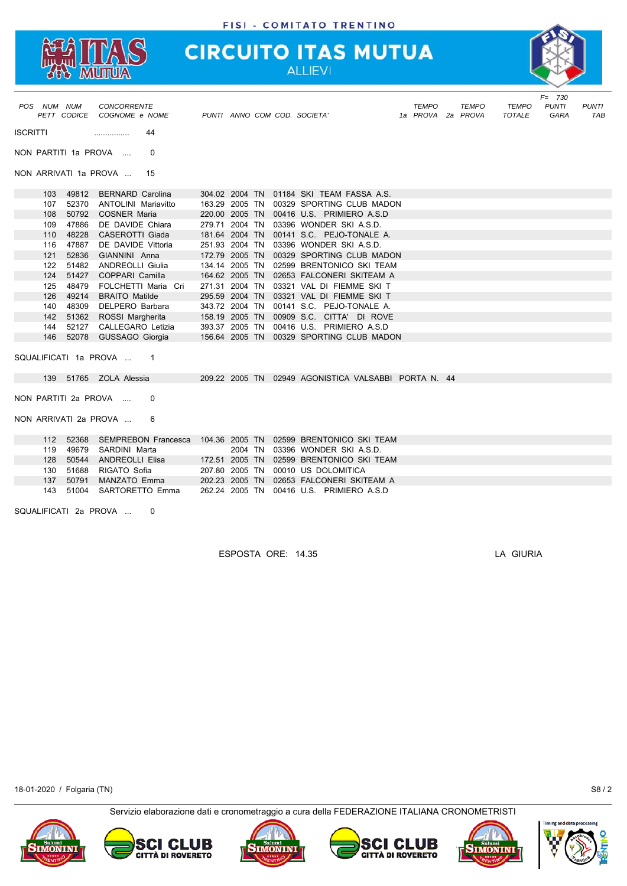FISI - COMITATO TRENTINO

# CIRCUITO ITAS MUTUA

## ALLIEVI

| POS | NUM PETT | NUM CODICE | CONCORRENTE COGNOME e NOME | PUNTI | ANNO | COM | COD. | SOCIETA' | TEMPO 1a PROVA | TEMPO 2a PROVA | TEMPO TOTALE | F= 730 PUNTI GARA | PUNTI TAB |
|---|---|---|---|---|---|---|---|---|---|---|---|---|---|

ISCRITTI ............... 44

NON PARTITI 1a PROVA .... 0

NON ARRIVATI 1a PROVA ... 15

| | | | | | | | | |
|---|---|---|---|---|---|---|---|---|
| | 103 | 49812 | BERNARD Carolina | 304.02 | 2004 | TN | 01184 | SKI TEAM FASSA A.S. |
| | 107 | 52370 | ANTOLINI Mariavitto | 163.29 | 2005 | TN | 00329 | SPORTING CLUB MADON |
| | 108 | 50792 | COSNER Maria | 220.00 | 2005 | TN | 00416 | U.S. PRIMIERO A.S.D |
| | 109 | 47886 | DE DAVIDE Chiara | 279.71 | 2004 | TN | 03396 | WONDER SKI A.S.D. |
| | 110 | 48228 | CASEROTTI Giada | 181.64 | 2004 | TN | 00141 | S.C. PEJO-TONALE A. |
| | 116 | 47887 | DE DAVIDE Vittoria | 251.93 | 2004 | TN | 03396 | WONDER SKI A.S.D. |
| | 121 | 52836 | GIANNINI Anna | 172.79 | 2005 | TN | 00329 | SPORTING CLUB MADON |
| | 122 | 51482 | ANDREOLLI Giulia | 134.14 | 2005 | TN | 02599 | BRENTONICO SKI TEAM |
| | 124 | 51427 | COPPARI Camilla | 164.62 | 2005 | TN | 02653 | FALCONERI SKITEAM A |
| | 125 | 48479 | FOLCHETTI Maria Cri | 271.31 | 2004 | TN | 03321 | VAL DI FIEMME SKI T |
| | 126 | 49214 | BRAITO Matilde | 295.59 | 2004 | TN | 03321 | VAL DI FIEMME SKI T |
| | 140 | 48309 | DELPERO Barbara | 343.72 | 2004 | TN | 00141 | S.C. PEJO-TONALE A. |
| | 142 | 51362 | ROSSI Margherita | 158.19 | 2005 | TN | 00909 | S.C. CITTA' DI ROVE |
| | 144 | 52127 | CALLEGARO Letizia | 393.37 | 2005 | TN | 00416 | U.S. PRIMIERO A.S.D |
| | 146 | 52078 | GUSSAGO Giorgia | 156.64 | 2005 | TN | 00329 | SPORTING CLUB MADON |

SQUALIFICATI 1a PROVA ... 1

| | | | | | | | | | |
|---|---|---|---|---|---|---|---|---|---|
| | 139 | 51765 | ZOLA Alessia | 209.22 | 2005 | TN | 02949 | AGONISTICA VALSABBI | PORTA N. 44 |

NON PARTITI 2a PROVA .... 0

NON ARRIVATI 2a PROVA ... 6

| | | | | | | | | |
|---|---|---|---|---|---|---|---|---|
| | 112 | 52368 | SEMPREBON Francesca | 104.36 | 2005 | TN | 02599 | BRENTONICO SKI TEAM |
| | 119 | 49679 | SARDINI Marta | | 2004 | TN | 03396 | WONDER SKI A.S.D. |
| | 128 | 50544 | ANDREOLLI Elisa | 172.51 | 2005 | TN | 02599 | BRENTONICO SKI TEAM |
| | 130 | 51688 | RIGATO Sofia | 207.80 | 2005 | TN | 00010 | US DOLOMITICA |
| | 137 | 50791 | MANZATO Emma | 202.23 | 2005 | TN | 02653 | FALCONERI SKITEAM A |
| | 143 | 51004 | SARTORETTO Emma | 262.24 | 2005 | TN | 00416 | U.S. PRIMIERO A.S.D |

SQUALIFICATI 2a PROVA ... 0

ESPOSTA ORE: 14.35

LA GIURIA

18-01-2020 / Folgaria (TN)

Servizio elaborazione dati e cronometraggio a cura della FEDERAZIONE ITALIANA CRONOMETRISTI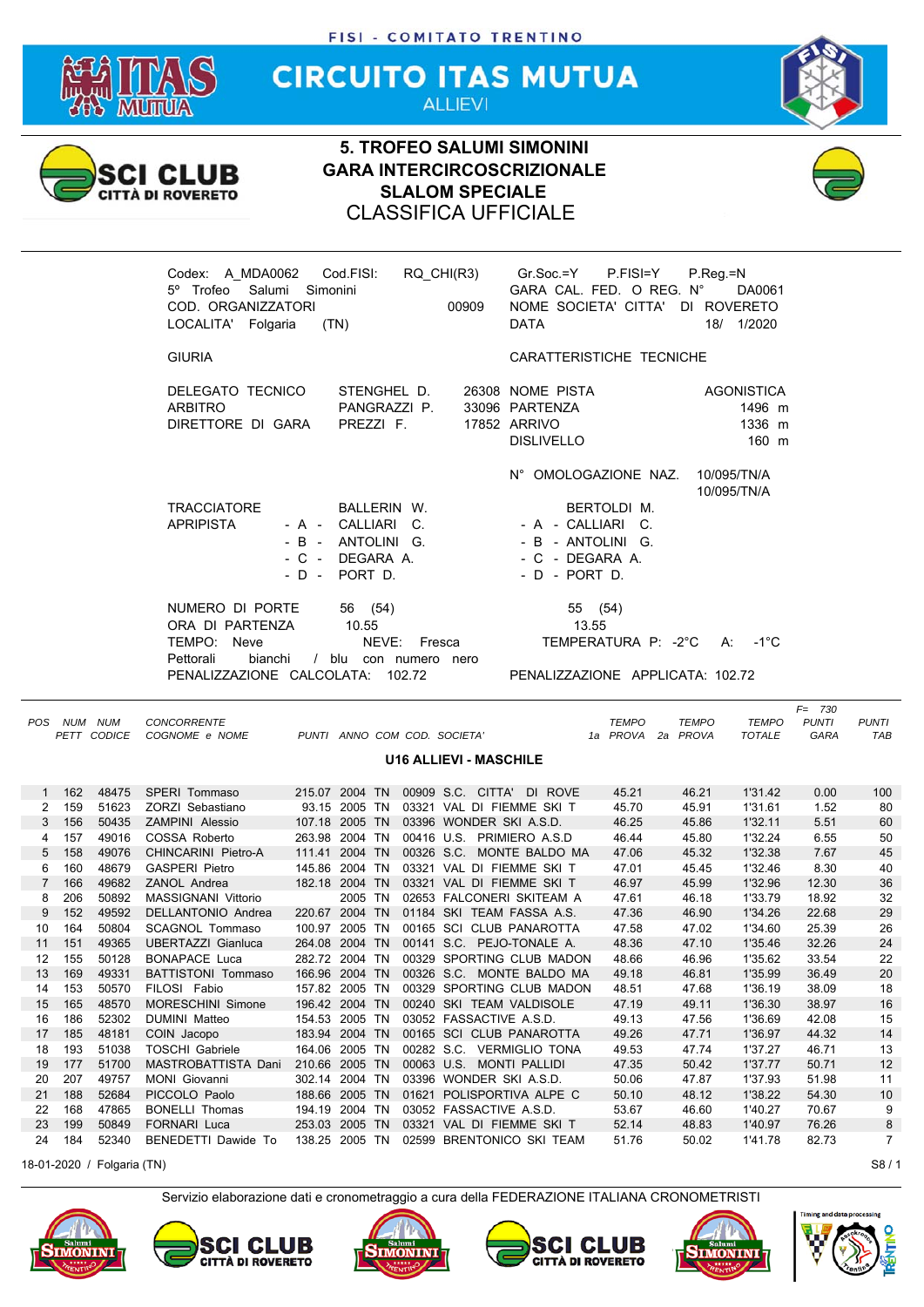FISI - COMITATO TRENTINO

# CIRCUITO ITAS MUTUA

ALLIEVI

## 5. TROFEO SALUMI SIMONINI
## GARA INTERCIRCOSCRIZIONALE
## SLALOM SPECIALE
## CLASSIFICA UFFICIALE

| | | | |
|---|---|---|---|
| Codex: A_MDA0062 | Cod.FISI: RQ_CHI(R3) | Gr.Soc.=Y P.FISI=Y P.Reg.=N | |
| 5° Trofeo Salumi Simonini | | GARA CAL. FED. O REG. N° | DA0061 |
| COD. ORGANIZZATORI | 00909 | NOME SOCIETA' CITTA' DI ROVERETO | |
| LOCALITA' Folgaria (TN) | | DATA | 18/ 1/2020 |

| GIURIA | | | CARATTERISTICHE TECNICHE | |
|---|---|---|---|---|
| DELEGATO TECNICO | STENGHEL D. | 26308 | NOME PISTA | AGONISTICA |
| ARBITRO | PANGRAZZI P. | 33096 | PARTENZA | 1496 m |
| DIRETTORE DI GARA | PREZZI F. | 17852 | ARRIVO | 1336 m |
| | | | DISLIVELLO | 160 m |
| | | | N° OMOLOGAZIONE NAZ. | 10/095/TN/A 10/095/TN/A |

| | | |
|---|---|---|
| TRACCIATORE | BALLERIN W. | BERTOLDI M. |
| APRIPISTA - A - | CALLIARI C. | - A - CALLIARI C. |
| - B - | ANTOLINI G. | - B - ANTOLINI G. |
| - C - | DEGARA A. | - C - DEGARA A. |
| - D - | PORT D. | - D - PORT D. |
| NUMERO DI PORTE | 56 (54) | 55 (54) |
| ORA DI PARTENZA | 10.55 | 13.55 |

TEMPO: Neve NEVE: Fresca TEMPERATURA P: -2°C A: -1°C

Pettorali bianchi / blu con numero nero

PENALIZZAZIONE CALCOLATA: 102.72 PENALIZZAZIONE APPLICATA: 102.72

F= 730

### U16 ALLIEVI - MASCHILE

| POS | NUM PETT | NUM CODICE | CONCORRENTE COGNOME e NOME | PUNTI | ANNO | COM | COD. | SOCIETA' | TEMPO 1a PROVA | TEMPO 2a PROVA | TEMPO TOTALE | PUNTI GARA | PUNTI TAB |
|---|---|---|---|---|---|---|---|---|---|---|---|---|---|
| 1 | 162 | 48475 | SPERI Tommaso | 215.07 | 2004 | TN | 00909 | S.C. CITTA' DI ROVE | 45.21 | 46.21 | 1'31.42 | 0.00 | 100 |
| 2 | 159 | 51623 | ZORZI Sebastiano | 93.15 | 2005 | TN | 03321 | VAL DI FIEMME SKI T | 45.70 | 45.91 | 1'31.61 | 1.52 | 80 |
| 3 | 156 | 50435 | ZAMPINI Alessio | 107.18 | 2005 | TN | 03396 | WONDER SKI A.S.D. | 46.25 | 45.86 | 1'32.11 | 5.51 | 60 |
| 4 | 157 | 49016 | COSSA Roberto | 263.98 | 2004 | TN | 00416 | U.S. PRIMIERO A.S.D | 46.44 | 45.80 | 1'32.24 | 6.55 | 50 |
| 5 | 158 | 49076 | CHINCARINI Pietro-A | 111.41 | 2004 | TN | 00326 | S.C. MONTE BALDO MA | 47.06 | 45.32 | 1'32.38 | 7.67 | 45 |
| 6 | 160 | 48679 | GASPERI Pietro | 145.86 | 2004 | TN | 03321 | VAL DI FIEMME SKI T | 47.01 | 45.45 | 1'32.46 | 8.30 | 40 |
| 7 | 166 | 49682 | ZANOL Andrea | 182.18 | 2004 | TN | 03321 | VAL DI FIEMME SKI T | 46.97 | 45.99 | 1'32.96 | 12.30 | 36 |
| 8 | 206 | 50892 | MASSIGNANI Vittorio | | 2005 | TN | 02653 | FALCONERI SKITEAM A | 47.61 | 46.18 | 1'33.79 | 18.92 | 32 |
| 9 | 152 | 49592 | DELLANTONIO Andrea | 220.67 | 2004 | TN | 01184 | SKI TEAM FASSA A.S. | 47.36 | 46.90 | 1'34.26 | 22.68 | 29 |
| 10 | 164 | 50804 | SCAGNOL Tommaso | 100.97 | 2005 | TN | 00165 | SCI CLUB PANAROTTA | 47.58 | 47.02 | 1'34.60 | 25.39 | 26 |
| 11 | 151 | 49365 | UBERTAZZI Gianluca | 264.08 | 2004 | TN | 00141 | S.C. PEJO-TONALE A. | 48.36 | 47.10 | 1'35.46 | 32.26 | 24 |
| 12 | 155 | 50128 | BONAPACE Luca | 282.72 | 2004 | TN | 00329 | SPORTING CLUB MADON | 48.66 | 46.96 | 1'35.62 | 33.54 | 22 |
| 13 | 169 | 49331 | BATTISTONI Tommaso | 166.96 | 2004 | TN | 00326 | S.C. MONTE BALDO MA | 49.18 | 46.81 | 1'35.99 | 36.49 | 20 |
| 14 | 153 | 50570 | FILOSI Fabio | 157.82 | 2005 | TN | 00329 | SPORTING CLUB MADON | 48.51 | 47.68 | 1'36.19 | 38.09 | 18 |
| 15 | 165 | 48570 | MORESCHINI Simone | 196.42 | 2004 | TN | 00240 | SKI TEAM VALDISOLE | 47.19 | 49.11 | 1'36.30 | 38.97 | 16 |
| 16 | 186 | 52302 | DUMINI Matteo | 154.53 | 2005 | TN | 03052 | FASSACTIVE A.S.D. | 49.13 | 47.56 | 1'36.69 | 42.08 | 15 |
| 17 | 185 | 48181 | COIN Jacopo | 183.94 | 2004 | TN | 00165 | SCI CLUB PANAROTTA | 49.26 | 47.71 | 1'36.97 | 44.32 | 14 |
| 18 | 193 | 51038 | TOSCHI Gabriele | 164.06 | 2005 | TN | 00282 | S.C. VERMIGLIO TONA | 49.53 | 47.74 | 1'37.27 | 46.71 | 13 |
| 19 | 177 | 51700 | MASTROBATTISTA Dani | 210.66 | 2005 | TN | 00063 | U.S. MONTI PALLIDI | 47.35 | 50.42 | 1'37.77 | 50.71 | 12 |
| 20 | 207 | 49757 | MONI Giovanni | 302.14 | 2004 | TN | 03396 | WONDER SKI A.S.D. | 50.06 | 47.87 | 1'37.93 | 51.98 | 11 |
| 21 | 188 | 52684 | PICCOLO Paolo | 188.66 | 2005 | TN | 01621 | POLISPORTIVA ALPE C | 50.10 | 48.12 | 1'38.22 | 54.30 | 10 |
| 22 | 168 | 47865 | BONELLI Thomas | 194.19 | 2004 | TN | 03052 | FASSACTIVE A.S.D. | 53.67 | 46.60 | 1'40.27 | 70.67 | 9 |
| 23 | 199 | 50849 | FORNARI Luca | 253.03 | 2005 | TN | 03321 | VAL DI FIEMME SKI T | 52.14 | 48.83 | 1'40.97 | 76.26 | 8 |
| 24 | 184 | 52340 | BENEDETTI Dawide To | 138.25 | 2005 | TN | 02599 | BRENTONICO SKI TEAM | 51.76 | 50.02 | 1'41.78 | 82.73 | 7 |

18-01-2020 / Folgaria (TN) S8 / 1

Servizio elaborazione dati e cronometraggio a cura della FEDERAZIONE ITALIANA CRONOMETRISTI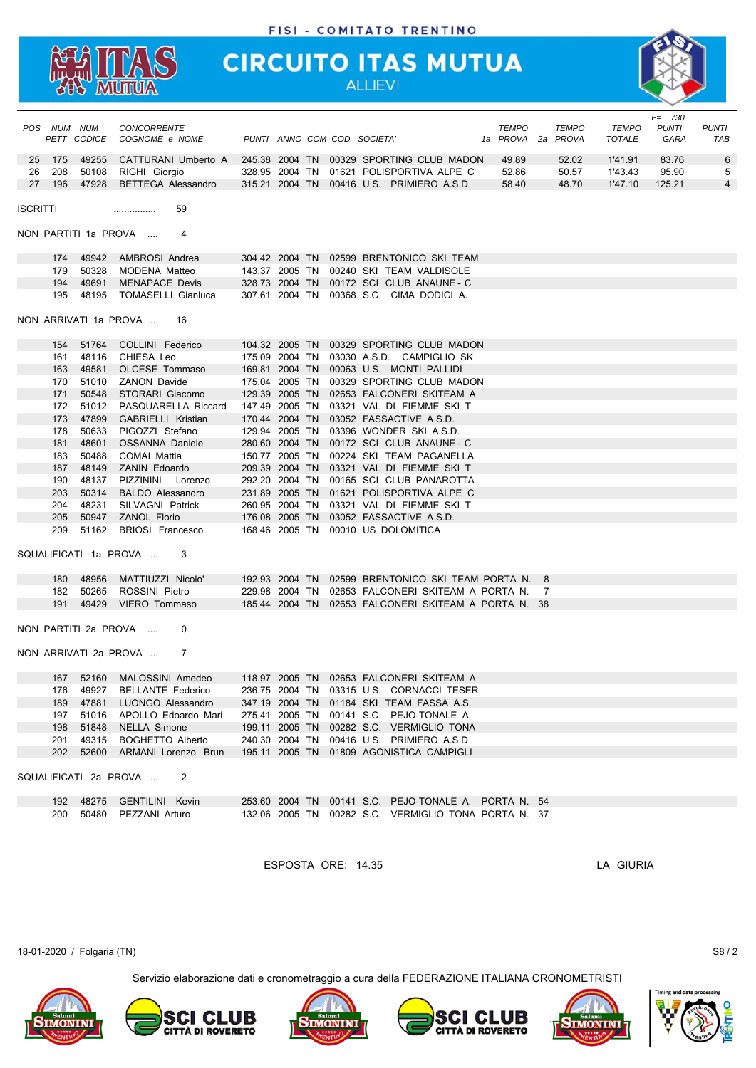FISI - COMITATO TRENTINO

# CIRCUITO ITAS MUTUA

## ALLIEVI

| POS | NUM PETT | NUM CODICE | CONCORRENTE COGNOME e NOME | PUNTI | ANNO | COM | COD. | SOCIETA' | TEMPO 1a PROVA | TEMPO 2a PROVA | TEMPO TOTALE | F= 730 PUNTI GARA | PUNTI TAB |
|---|---|---|---|---|---|---|---|---|---|---|---|---|---|
| 25 | 175 | 49255 | CATTURANI Umberto A | 245.38 | 2004 | TN | 00329 | SPORTING CLUB MADON | 49.89 | 52.02 | 1'41.91 | 83.76 | 6 |
| 26 | 208 | 50108 | RIGHI Giorgio | 328.95 | 2004 | TN | 01621 | POLISPORTIVA ALPE C | 52.86 | 50.57 | 1'43.43 | 95.90 | 5 |
| 27 | 196 | 47928 | BETTEGA Alessandro | 315.21 | 2004 | TN | 00416 | U.S. PRIMIERO A.S.D | 58.40 | 48.70 | 1'47.10 | 125.21 | 4 |

ISCRITTI ................ 59

NON PARTITI 1a PROVA .... 4

| NUM PETT | NUM CODICE | COGNOME e NOME | PUNTI | ANNO | COM | COD. | SOCIETA' |
|---|---|---|---|---|---|---|---|
| 174 | 49942 | AMBROSI Andrea | 304.42 | 2004 | TN | 02599 | BRENTONICO SKI TEAM |
| 179 | 50328 | MODENA Matteo | 143.37 | 2005 | TN | 00240 | SKI TEAM VALDISOLE |
| 194 | 49691 | MENAPACE Devis | 328.73 | 2004 | TN | 00172 | SCI CLUB ANAUNE - C |
| 195 | 48195 | TOMASELLI Gianluca | 307.61 | 2004 | TN | 00368 | S.C. CIMA DODICI A. |

NON ARRIVATI 1a PROVA ... 16

| NUM PETT | NUM CODICE | COGNOME e NOME | PUNTI | ANNO | COM | COD. | SOCIETA' |
|---|---|---|---|---|---|---|---|
| 154 | 51764 | COLLINI Federico | 104.32 | 2005 | TN | 00329 | SPORTING CLUB MADON |
| 161 | 48116 | CHIESA Leo | 175.09 | 2004 | TN | 03030 | A.S.D. CAMPIGLIO SK |
| 163 | 49581 | OLCESE Tommaso | 169.81 | 2004 | TN | 00063 | U.S. MONTI PALLIDI |
| 170 | 51010 | ZANON Davide | 175.04 | 2005 | TN | 00329 | SPORTING CLUB MADON |
| 171 | 50548 | STORARI Giacomo | 129.39 | 2005 | TN | 02653 | FALCONERI SKITEAM A |
| 172 | 51012 | PASQUARELLA Riccard | 147.49 | 2005 | TN | 03321 | VAL DI FIEMME SKI T |
| 173 | 47899 | GABRIELLI Kristian | 170.44 | 2004 | TN | 03052 | FASSACTIVE A.S.D. |
| 178 | 50633 | PIGOZZI Stefano | 129.94 | 2005 | TN | 03396 | WONDER SKI A.S.D. |
| 181 | 48601 | OSSANNA Daniele | 280.60 | 2004 | TN | 00172 | SCI CLUB ANAUNE - C |
| 183 | 50488 | COMAI Mattia | 150.77 | 2005 | TN | 00224 | SKI TEAM PAGANELLA |
| 187 | 48149 | ZANIN Edoardo | 209.39 | 2004 | TN | 03321 | VAL DI FIEMME SKI T |
| 190 | 48137 | PIZZININI Lorenzo | 292.20 | 2004 | TN | 00165 | SCI CLUB PANAROTTA |
| 203 | 50314 | BALDO Alessandro | 231.89 | 2005 | TN | 01621 | POLISPORTIVA ALPE C |
| 204 | 48231 | SILVAGNI Patrick | 260.95 | 2004 | TN | 03321 | VAL DI FIEMME SKI T |
| 205 | 50947 | ZANOL Florio | 176.08 | 2005 | TN | 03052 | FASSACTIVE A.S.D. |
| 209 | 51162 | BRIOSI Francesco | 168.46 | 2005 | TN | 00010 | US DOLOMITICA |

SQUALIFICATI 1a PROVA ... 3

| NUM PETT | NUM CODICE | COGNOME e NOME | PUNTI | ANNO | COM | COD. | SOCIETA' | |
|---|---|---|---|---|---|---|---|---|
| 180 | 48956 | MATTIUZZI Nicolo' | 192.93 | 2004 | TN | 02599 | BRENTONICO SKI TEAM | PORTA N. 8 |
| 182 | 50265 | ROSSINI Pietro | 229.98 | 2004 | TN | 02653 | FALCONERI SKITEAM A | PORTA N. 7 |
| 191 | 49429 | VIERO Tommaso | 185.44 | 2004 | TN | 02653 | FALCONERI SKITEAM A | PORTA N. 38 |

NON PARTITI 2a PROVA .... 0

NON ARRIVATI 2a PROVA ... 7

| NUM PETT | NUM CODICE | COGNOME e NOME | PUNTI | ANNO | COM | COD. | SOCIETA' |
|---|---|---|---|---|---|---|---|
| 167 | 52160 | MALOSSINI Amedeo | 118.97 | 2005 | TN | 02653 | FALCONERI SKITEAM A |
| 176 | 49927 | BELLANTE Federico | 236.75 | 2004 | TN | 03315 | U.S. CORNACCI TESER |
| 189 | 47881 | LUONGO Alessandro | 347.19 | 2004 | TN | 01184 | SKI TEAM FASSA A.S. |
| 197 | 51016 | APOLLO Edoardo Mari | 275.41 | 2005 | TN | 00141 | S.C. PEJO-TONALE A. |
| 198 | 51848 | NELLA Simone | 199.11 | 2005 | TN | 00282 | S.C. VERMIGLIO TONA |
| 201 | 49315 | BOGHETTO Alberto | 240.30 | 2004 | TN | 00416 | U.S. PRIMIERO A.S.D |
| 202 | 52600 | ARMANI Lorenzo Brun | 195.11 | 2005 | TN | 01809 | AGONISTICA CAMPIGLI |

SQUALIFICATI 2a PROVA ... 2

| NUM PETT | NUM CODICE | COGNOME e NOME | PUNTI | ANNO | COM | COD. | SOCIETA' | |
|---|---|---|---|---|---|---|---|---|
| 192 | 48275 | GENTILINI Kevin | 253.60 | 2004 | TN | 00141 | S.C. PEJO-TONALE A. | PORTA N. 54 |
| 200 | 50480 | PEZZANI Arturo | 132.06 | 2005 | TN | 00282 | S.C. VERMIGLIO TONA | PORTA N. 37 |

ESPOSTA ORE: 14.35

LA GIURIA

18-01-2020 / Folgaria (TN)

Servizio elaborazione dati e cronometraggio a cura della FEDERAZIONE ITALIANA CRONOMETRISTI